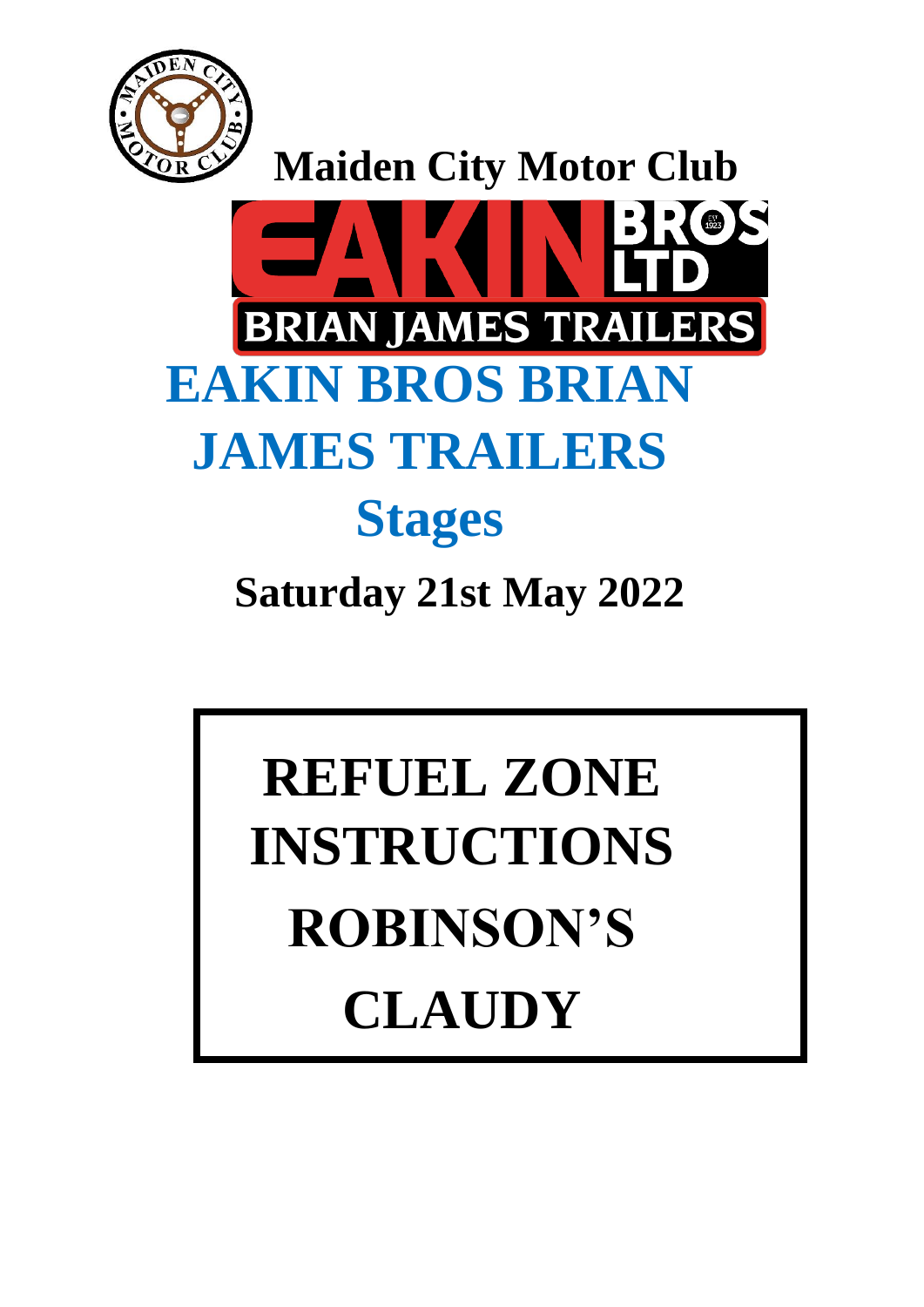# Maiden City Motor Club

# EAKIN BROS BRIAN JAMES TRAILERS Stages

## Saturday 21st May 2022

# REFUEL ZONE INSTRUCTIONS ROBINSON'S CLAUDY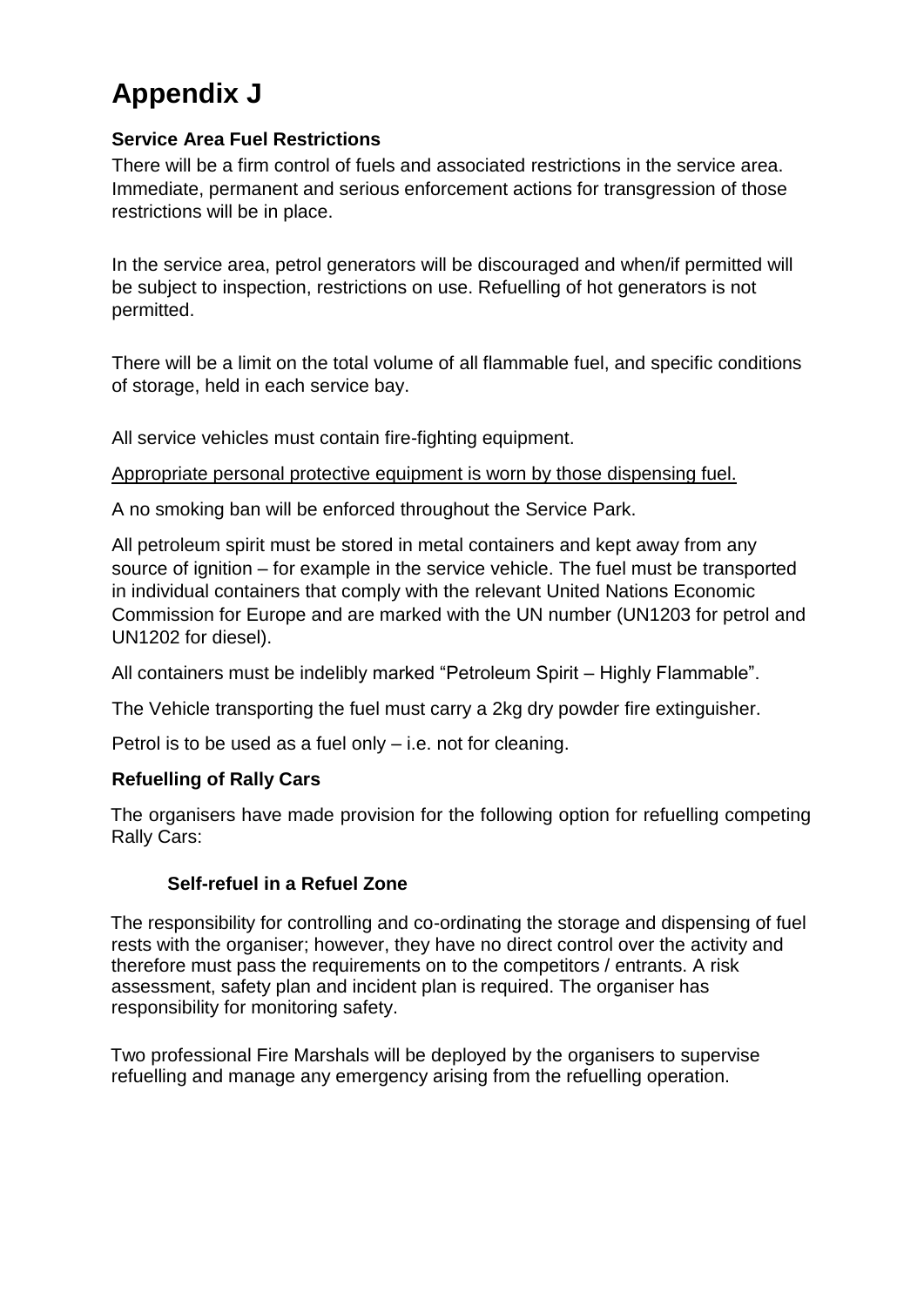# Appendix J

**Service Area Fuel Restrictions**

There will be a firm control of fuels and associated restrictions in the service area. Immediate, permanent and serious enforcement actions for transgression of those restrictions will be in place.

In the service area, petrol generators will be discouraged and when/if permitted will be subject to inspection, restrictions on use. Refuelling of hot generators is not permitted.

There will be a limit on the total volume of all flammable fuel, and specific conditions of storage, held in each service bay.

All service vehicles must contain fire-fighting equipment.

Appropriate personal protective equipment is worn by those dispensing fuel.

A no smoking ban will be enforced throughout the Service Park.

All petroleum spirit must be stored in metal containers and kept away from any source of ignition – for example in the service vehicle. The fuel must be transported in individual containers that comply with the relevant United Nations Economic Commission for Europe and are marked with the UN number (UN1203 for petrol and UN1202 for diesel).

All containers must be indelibly marked "Petroleum Spirit – Highly Flammable".

The Vehicle transporting the fuel must carry a 2kg dry powder fire extinguisher.

Petrol is to be used as a fuel only – i.e. not for cleaning.

**Refuelling of Rally Cars**

The organisers have made provision for the following option for refuelling competing Rally Cars:

**Self-refuel in a Refuel Zone**

The responsibility for controlling and co-ordinating the storage and dispensing of fuel rests with the organiser; however, they have no direct control over the activity and therefore must pass the requirements on to the competitors / entrants. A risk assessment, safety plan and incident plan is required. The organiser has responsibility for monitoring safety.

Two professional Fire Marshals will be deployed by the organisers to supervise refuelling and manage any emergency arising from the refuelling operation.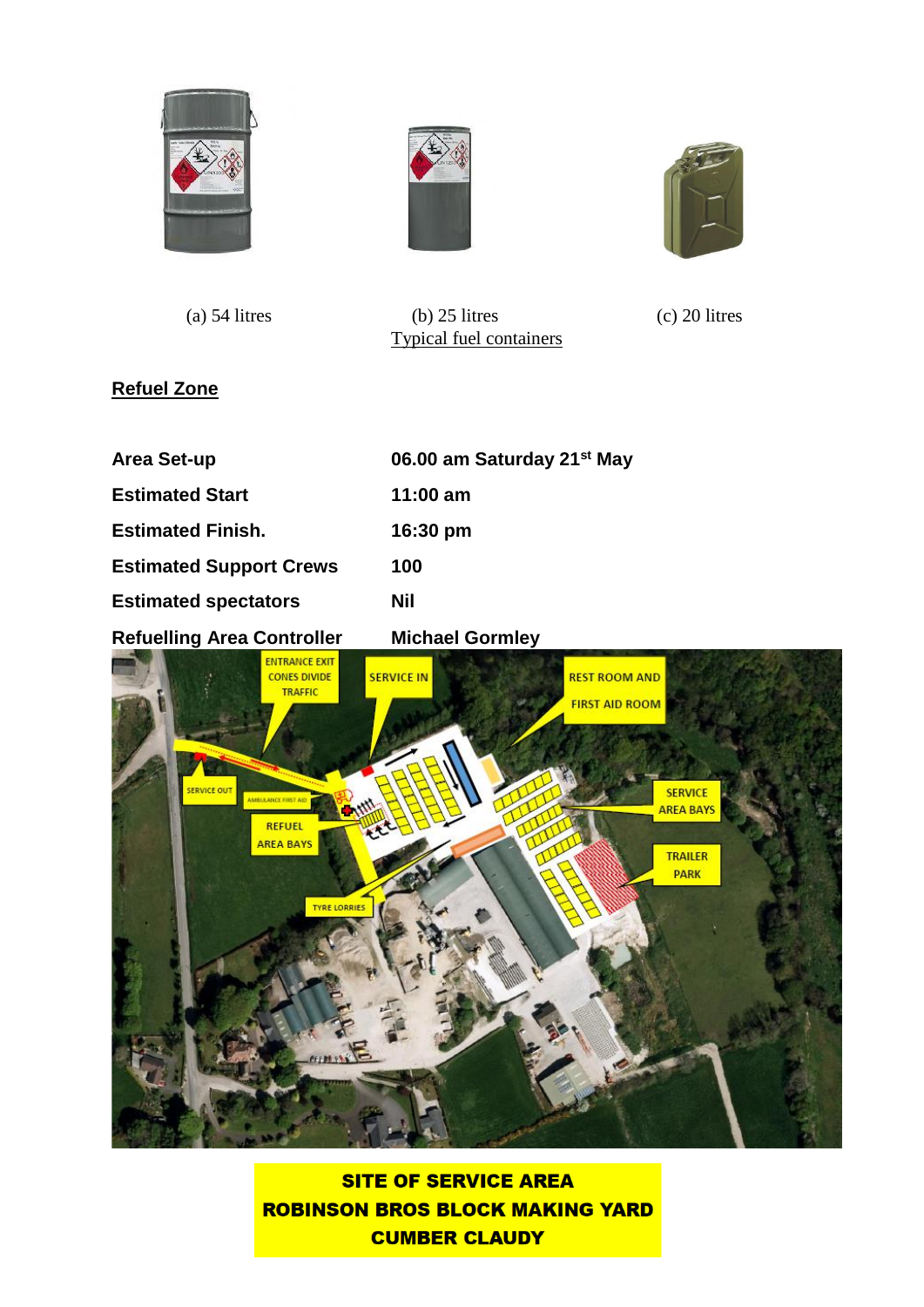(a) 54 litres (b) 25 litres (c) 20 litres

Typical fuel containers

## Refuel Zone

| | |
|---|---|
| **Area Set-up** | **06.00 am Saturday 21st May** |
| **Estimated Start** | **11:00 am** |
| **Estimated Finish.** | **16:30 pm** |
| **Estimated Support Crews** | **100** |
| **Estimated spectators** | **Nil** |
| **Refuelling Area Controller** | **Michael Gormley** |

**SITE OF SERVICE AREA**
**ROBINSON BROS BLOCK MAKING YARD**
**CUMBER CLAUDY**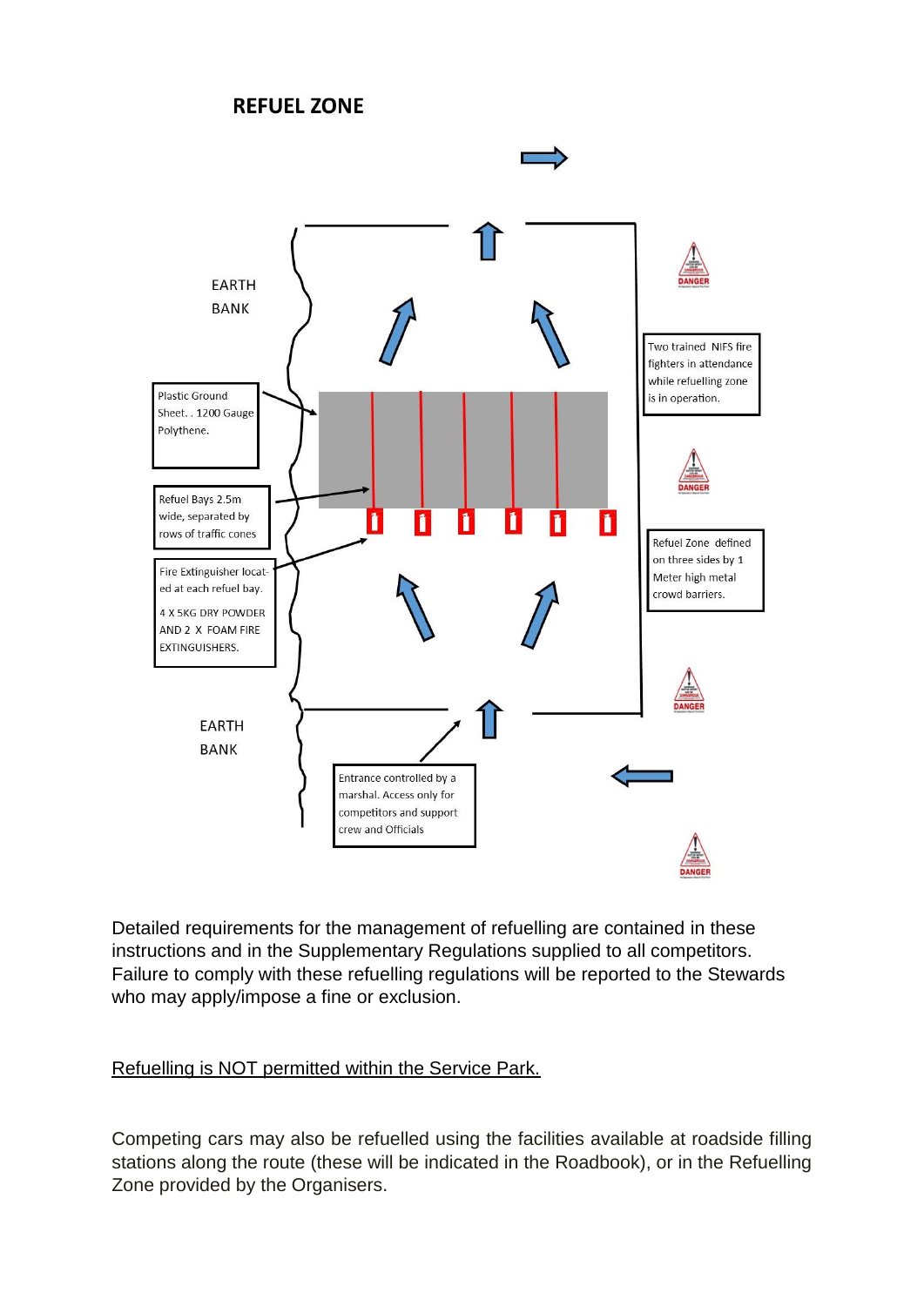## REFUEL ZONE

EARTH BANK

Plastic Ground Sheet. . 1200 Gauge Polythene.

Refuel Bays 2.5m wide, separated by rows of traffic cones

Fire Extinguisher located at each refuel bay.

4 X 5KG DRY POWDER AND 2 X FOAM FIRE EXTINGUISHERS.

EARTH BANK

Entrance controlled by a marshal. Access only for competitors and support crew and Officials

DANGER

Two trained NIFS fire fighters in attendance while refuelling zone is in operation.

DANGER

Refuel Zone defined on three sides by 1 Meter high metal crowd barriers.

DANGER

DANGER

Detailed requirements for the management of refuelling are contained in these instructions and in the Supplementary Regulations supplied to all competitors. Failure to comply with these refuelling regulations will be reported to the Stewards who may apply/impose a fine or exclusion.

<u>Refuelling is NOT permitted within the Service Park.</u>

Competing cars may also be refuelled using the facilities available at roadside filling stations along the route (these will be indicated in the Roadbook), or in the Refuelling Zone provided by the Organisers.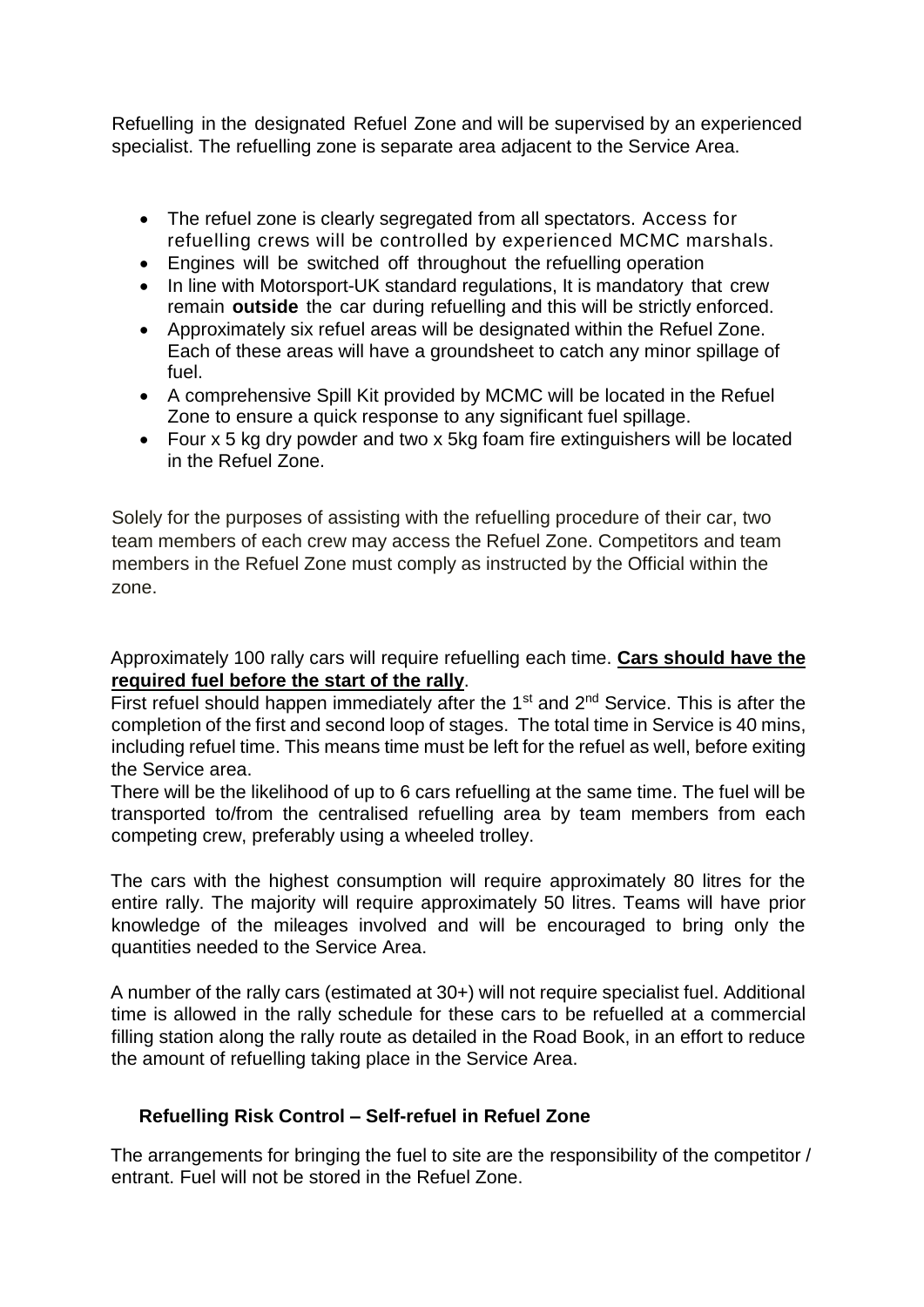Refuelling in the designated Refuel Zone and will be supervised by an experienced specialist. The refuelling zone is separate area adjacent to the Service Area.

- The refuel zone is clearly segregated from all spectators. Access for refuelling crews will be controlled by experienced MCMC marshals.
- Engines will be switched off throughout the refuelling operation
- In line with Motorsport-UK standard regulations, It is mandatory that crew remain **outside** the car during refuelling and this will be strictly enforced.
- Approximately six refuel areas will be designated within the Refuel Zone. Each of these areas will have a groundsheet to catch any minor spillage of fuel.
- A comprehensive Spill Kit provided by MCMC will be located in the Refuel Zone to ensure a quick response to any significant fuel spillage.
- Four x 5 kg dry powder and two x 5kg foam fire extinguishers will be located in the Refuel Zone.

Solely for the purposes of assisting with the refuelling procedure of their car, two team members of each crew may access the Refuel Zone. Competitors and team members in the Refuel Zone must comply as instructed by the Official within the zone.

Approximately 100 rally cars will require refuelling each time. **Cars should have the required fuel before the start of the rally**.

First refuel should happen immediately after the 1st and 2nd Service. This is after the completion of the first and second loop of stages. The total time in Service is 40 mins, including refuel time. This means time must be left for the refuel as well, before exiting the Service area.

There will be the likelihood of up to 6 cars refuelling at the same time. The fuel will be transported to/from the centralised refuelling area by team members from each competing crew, preferably using a wheeled trolley.

The cars with the highest consumption will require approximately 80 litres for the entire rally. The majority will require approximately 50 litres. Teams will have prior knowledge of the mileages involved and will be encouraged to bring only the quantities needed to the Service Area.

A number of the rally cars (estimated at 30+) will not require specialist fuel. Additional time is allowed in the rally schedule for these cars to be refuelled at a commercial filling station along the rally route as detailed in the Road Book, in an effort to reduce the amount of refuelling taking place in the Service Area.

**Refuelling Risk Control – Self-refuel in Refuel Zone**

The arrangements for bringing the fuel to site are the responsibility of the competitor / entrant. Fuel will not be stored in the Refuel Zone.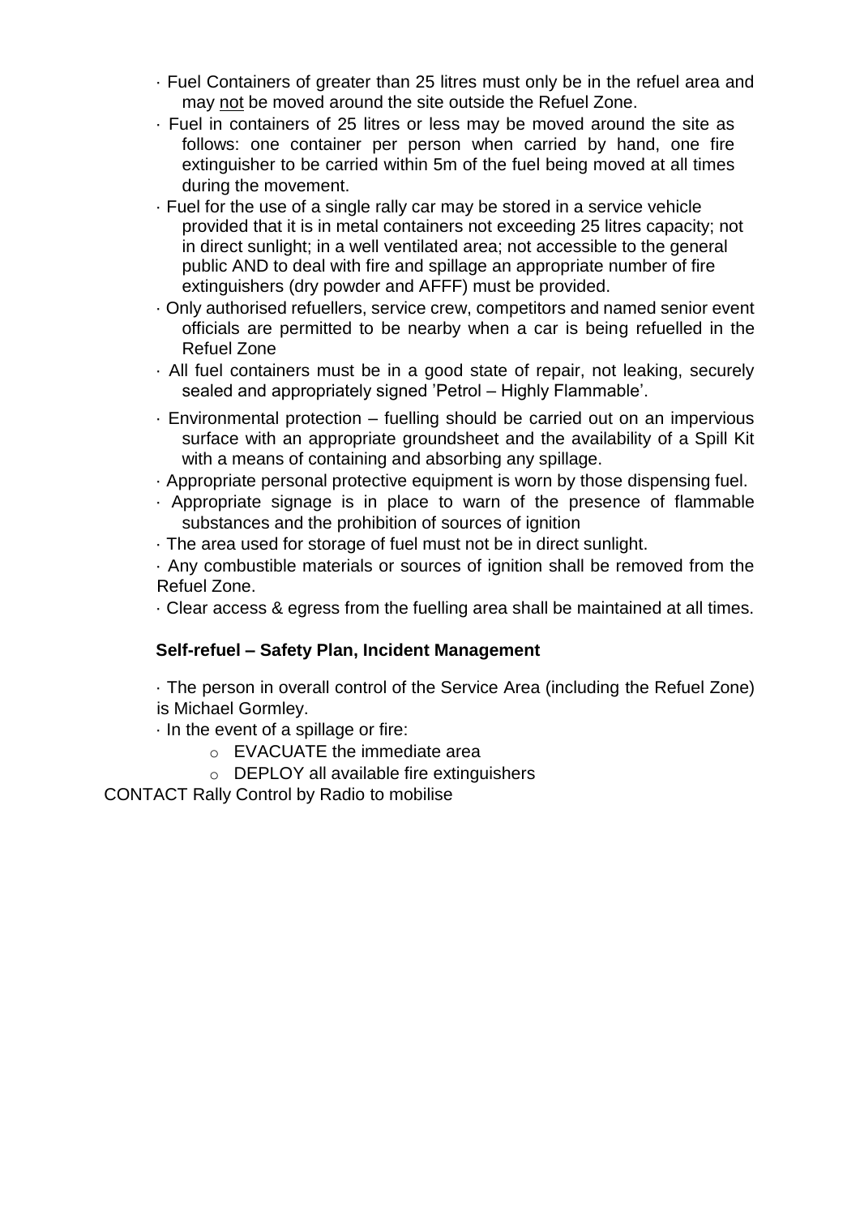- Fuel Containers of greater than 25 litres must only be in the refuel area and may not be moved around the site outside the Refuel Zone.
- Fuel in containers of 25 litres or less may be moved around the site as follows: one container per person when carried by hand, one fire extinguisher to be carried within 5m of the fuel being moved at all times during the movement.
- Fuel for the use of a single rally car may be stored in a service vehicle provided that it is in metal containers not exceeding 25 litres capacity; not in direct sunlight; in a well ventilated area; not accessible to the general public AND to deal with fire and spillage an appropriate number of fire extinguishers (dry powder and AFFF) must be provided.
- Only authorised refuellers, service crew, competitors and named senior event officials are permitted to be nearby when a car is being refuelled in the Refuel Zone
- All fuel containers must be in a good state of repair, not leaking, securely sealed and appropriately signed 'Petrol – Highly Flammable'.
- Environmental protection – fuelling should be carried out on an impervious surface with an appropriate groundsheet and the availability of a Spill Kit with a means of containing and absorbing any spillage.
- Appropriate personal protective equipment is worn by those dispensing fuel.
- Appropriate signage is in place to warn of the presence of flammable substances and the prohibition of sources of ignition
- The area used for storage of fuel must not be in direct sunlight.
- Any combustible materials or sources of ignition shall be removed from the Refuel Zone.
- Clear access & egress from the fuelling area shall be maintained at all times.

**Self-refuel – Safety Plan, Incident Management**

- The person in overall control of the Service Area (including the Refuel Zone) is Michael Gormley.
- In the event of a spillage or fire:
  - EVACUATE the immediate area
  - DEPLOY all available fire extinguishers

CONTACT Rally Control by Radio to mobilise